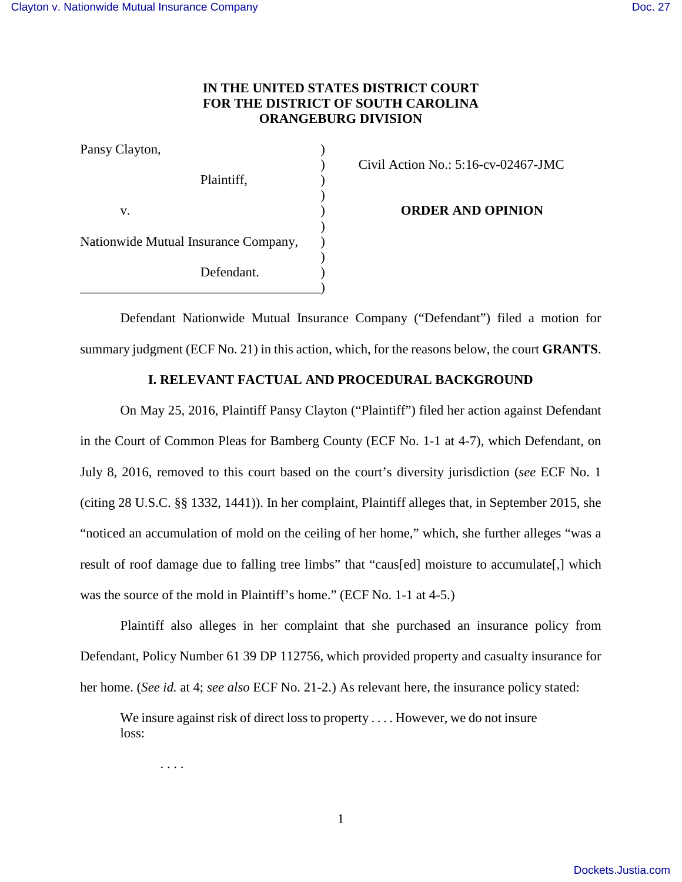**IN THE UNITED STATES DISTRICT COURT**
**FOR THE DISTRICT OF SOUTH CAROLINA**
**ORANGEBURG DIVISION**

| | | |
|---|---|---|
| Pansy Clayton, | ) | |
| | ) | Civil Action No.: 5:16-cv-02467-JMC |
| Plaintiff, | ) | |
| | ) | |
| v. | ) | **ORDER AND OPINION** |
| | ) | |
| Nationwide Mutual Insurance Company, | ) | |
| | ) | |
| Defendant. | ) | |

Defendant Nationwide Mutual Insurance Company ("Defendant") filed a motion for summary judgment (ECF No. 21) in this action, which, for the reasons below, the court **GRANTS**.

## I. RELEVANT FACTUAL AND PROCEDURAL BACKGROUND

On May 25, 2016, Plaintiff Pansy Clayton ("Plaintiff") filed her action against Defendant in the Court of Common Pleas for Bamberg County (ECF No. 1-1 at 4-7), which Defendant, on July 8, 2016, removed to this court based on the court's diversity jurisdiction (*see* ECF No. 1 (citing 28 U.S.C. §§ 1332, 1441)). In her complaint, Plaintiff alleges that, in September 2015, she "noticed an accumulation of mold on the ceiling of her home," which, she further alleges "was a result of roof damage due to falling tree limbs" that "caus[ed] moisture to accumulate[,] which was the source of the mold in Plaintiff's home." (ECF No. 1-1 at 4-5.)

Plaintiff also alleges in her complaint that she purchased an insurance policy from Defendant, Policy Number 61 39 DP 112756, which provided property and casualty insurance for her home. (*See id.* at 4; *see also* ECF No. 21-2.) As relevant here, the insurance policy stated:

> We insure against risk of direct loss to property . . . . However, we do not insure loss:
>
> . . . .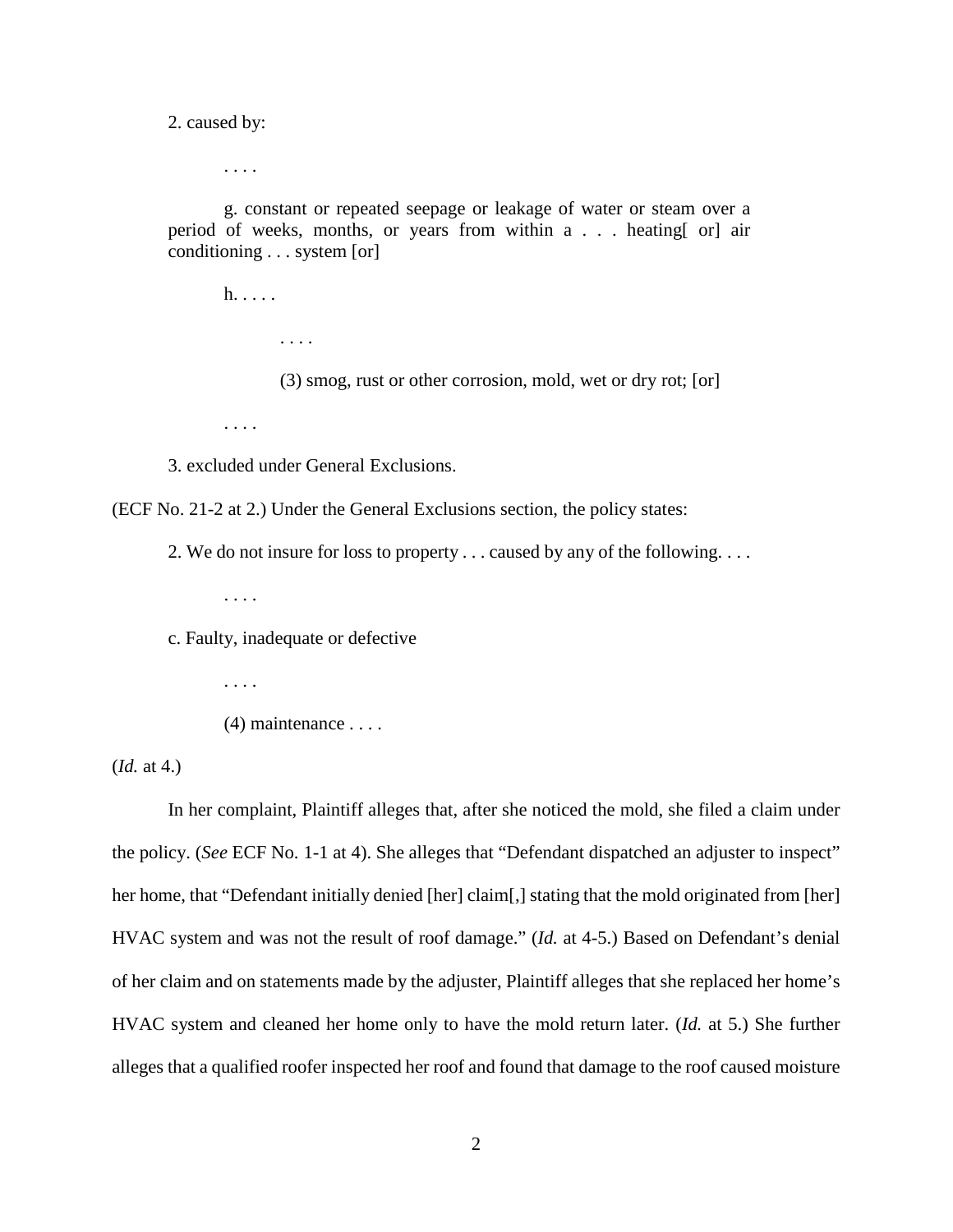2. caused by:

. . . .

g. constant or repeated seepage or leakage of water or steam over a period of weeks, months, or years from within a . . . heating[ or] air conditioning . . . system [or]

h. . . . .

. . . .

(3) smog, rust or other corrosion, mold, wet or dry rot; [or]

. . . .

3. excluded under General Exclusions.

(ECF No. 21-2 at 2.) Under the General Exclusions section, the policy states:

2. We do not insure for loss to property . . . caused by any of the following. . . .

. . . .

c. Faulty, inadequate or defective

. . . .

(4) maintenance . . . .

(*Id.* at 4.)

In her complaint, Plaintiff alleges that, after she noticed the mold, she filed a claim under the policy. (*See* ECF No. 1-1 at 4). She alleges that "Defendant dispatched an adjuster to inspect" her home, that "Defendant initially denied [her] claim[,] stating that the mold originated from [her] HVAC system and was not the result of roof damage." (*Id.* at 4-5.) Based on Defendant's denial of her claim and on statements made by the adjuster, Plaintiff alleges that she replaced her home's HVAC system and cleaned her home only to have the mold return later. (*Id.* at 5.) She further alleges that a qualified roofer inspected her roof and found that damage to the roof caused moisture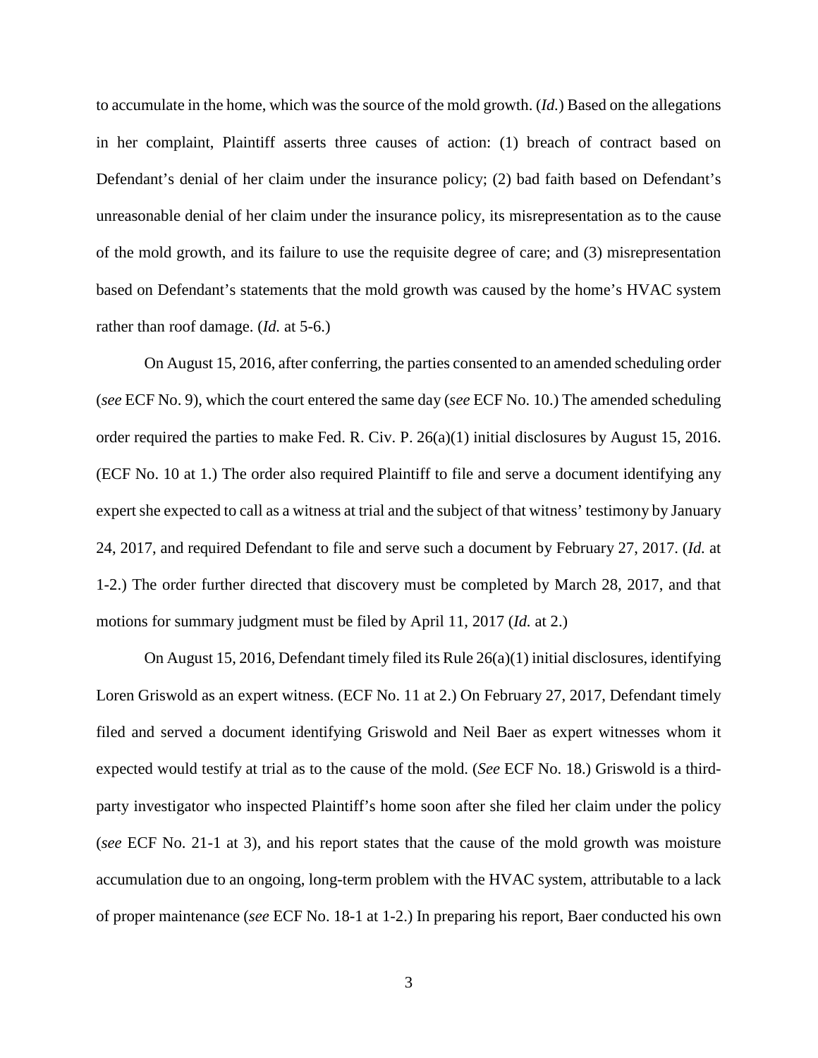to accumulate in the home, which was the source of the mold growth. (*Id.*) Based on the allegations in her complaint, Plaintiff asserts three causes of action: (1) breach of contract based on Defendant's denial of her claim under the insurance policy; (2) bad faith based on Defendant's unreasonable denial of her claim under the insurance policy, its misrepresentation as to the cause of the mold growth, and its failure to use the requisite degree of care; and (3) misrepresentation based on Defendant's statements that the mold growth was caused by the home's HVAC system rather than roof damage. (*Id.* at 5-6.)

On August 15, 2016, after conferring, the parties consented to an amended scheduling order (*see* ECF No. 9), which the court entered the same day (*see* ECF No. 10.) The amended scheduling order required the parties to make Fed. R. Civ. P. 26(a)(1) initial disclosures by August 15, 2016. (ECF No. 10 at 1.) The order also required Plaintiff to file and serve a document identifying any expert she expected to call as a witness at trial and the subject of that witness' testimony by January 24, 2017, and required Defendant to file and serve such a document by February 27, 2017. (*Id.* at 1-2.) The order further directed that discovery must be completed by March 28, 2017, and that motions for summary judgment must be filed by April 11, 2017 (*Id.* at 2.)

On August 15, 2016, Defendant timely filed its Rule 26(a)(1) initial disclosures, identifying Loren Griswold as an expert witness. (ECF No. 11 at 2.) On February 27, 2017, Defendant timely filed and served a document identifying Griswold and Neil Baer as expert witnesses whom it expected would testify at trial as to the cause of the mold. (*See* ECF No. 18.) Griswold is a third-party investigator who inspected Plaintiff's home soon after she filed her claim under the policy (*see* ECF No. 21-1 at 3), and his report states that the cause of the mold growth was moisture accumulation due to an ongoing, long-term problem with the HVAC system, attributable to a lack of proper maintenance (*see* ECF No. 18-1 at 1-2.) In preparing his report, Baer conducted his own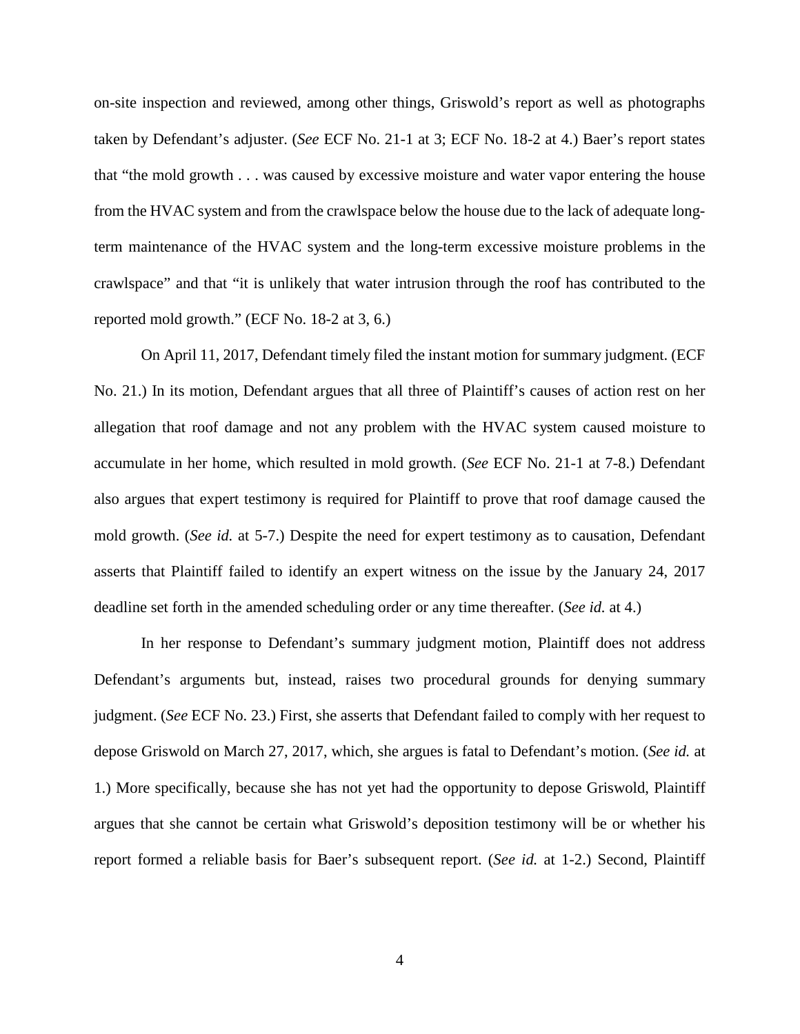on-site inspection and reviewed, among other things, Griswold's report as well as photographs taken by Defendant's adjuster. (*See* ECF No. 21-1 at 3; ECF No. 18-2 at 4.) Baer's report states that "the mold growth . . . was caused by excessive moisture and water vapor entering the house from the HVAC system and from the crawlspace below the house due to the lack of adequate long-term maintenance of the HVAC system and the long-term excessive moisture problems in the crawlspace" and that "it is unlikely that water intrusion through the roof has contributed to the reported mold growth." (ECF No. 18-2 at 3, 6.)

On April 11, 2017, Defendant timely filed the instant motion for summary judgment. (ECF No. 21.) In its motion, Defendant argues that all three of Plaintiff's causes of action rest on her allegation that roof damage and not any problem with the HVAC system caused moisture to accumulate in her home, which resulted in mold growth. (*See* ECF No. 21-1 at 7-8.) Defendant also argues that expert testimony is required for Plaintiff to prove that roof damage caused the mold growth. (*See id.* at 5-7.) Despite the need for expert testimony as to causation, Defendant asserts that Plaintiff failed to identify an expert witness on the issue by the January 24, 2017 deadline set forth in the amended scheduling order or any time thereafter. (*See id.* at 4.)

In her response to Defendant's summary judgment motion, Plaintiff does not address Defendant's arguments but, instead, raises two procedural grounds for denying summary judgment. (*See* ECF No. 23.) First, she asserts that Defendant failed to comply with her request to depose Griswold on March 27, 2017, which, she argues is fatal to Defendant's motion. (*See id.* at 1.) More specifically, because she has not yet had the opportunity to depose Griswold, Plaintiff argues that she cannot be certain what Griswold's deposition testimony will be or whether his report formed a reliable basis for Baer's subsequent report. (*See id.* at 1-2.) Second, Plaintiff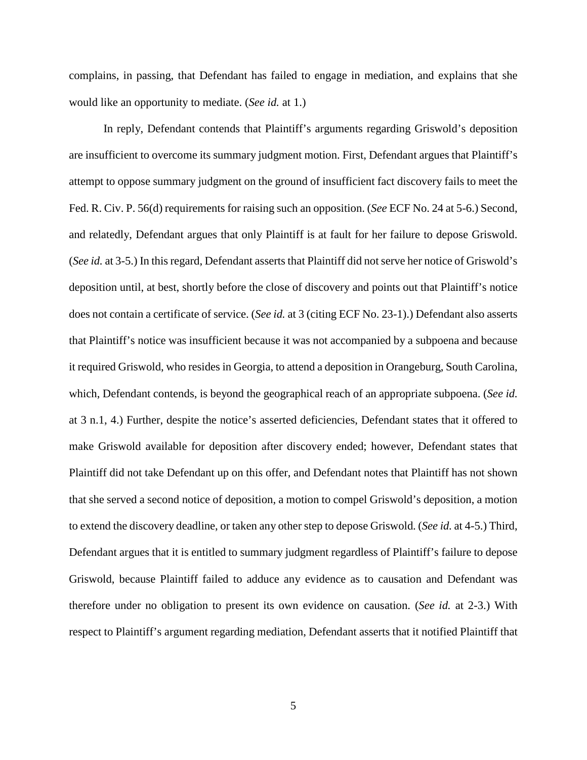complains, in passing, that Defendant has failed to engage in mediation, and explains that she would like an opportunity to mediate. (*See id.* at 1.)

In reply, Defendant contends that Plaintiff's arguments regarding Griswold's deposition are insufficient to overcome its summary judgment motion. First, Defendant argues that Plaintiff's attempt to oppose summary judgment on the ground of insufficient fact discovery fails to meet the Fed. R. Civ. P. 56(d) requirements for raising such an opposition. (*See* ECF No. 24 at 5-6.) Second, and relatedly, Defendant argues that only Plaintiff is at fault for her failure to depose Griswold. (*See id.* at 3-5.) In this regard, Defendant asserts that Plaintiff did not serve her notice of Griswold's deposition until, at best, shortly before the close of discovery and points out that Plaintiff's notice does not contain a certificate of service. (*See id.* at 3 (citing ECF No. 23-1).) Defendant also asserts that Plaintiff's notice was insufficient because it was not accompanied by a subpoena and because it required Griswold, who resides in Georgia, to attend a deposition in Orangeburg, South Carolina, which, Defendant contends, is beyond the geographical reach of an appropriate subpoena. (*See id.* at 3 n.1, 4.) Further, despite the notice's asserted deficiencies, Defendant states that it offered to make Griswold available for deposition after discovery ended; however, Defendant states that Plaintiff did not take Defendant up on this offer, and Defendant notes that Plaintiff has not shown that she served a second notice of deposition, a motion to compel Griswold's deposition, a motion to extend the discovery deadline, or taken any other step to depose Griswold. (*See id.* at 4-5.) Third, Defendant argues that it is entitled to summary judgment regardless of Plaintiff's failure to depose Griswold, because Plaintiff failed to adduce any evidence as to causation and Defendant was therefore under no obligation to present its own evidence on causation. (*See id.* at 2-3.) With respect to Plaintiff's argument regarding mediation, Defendant asserts that it notified Plaintiff that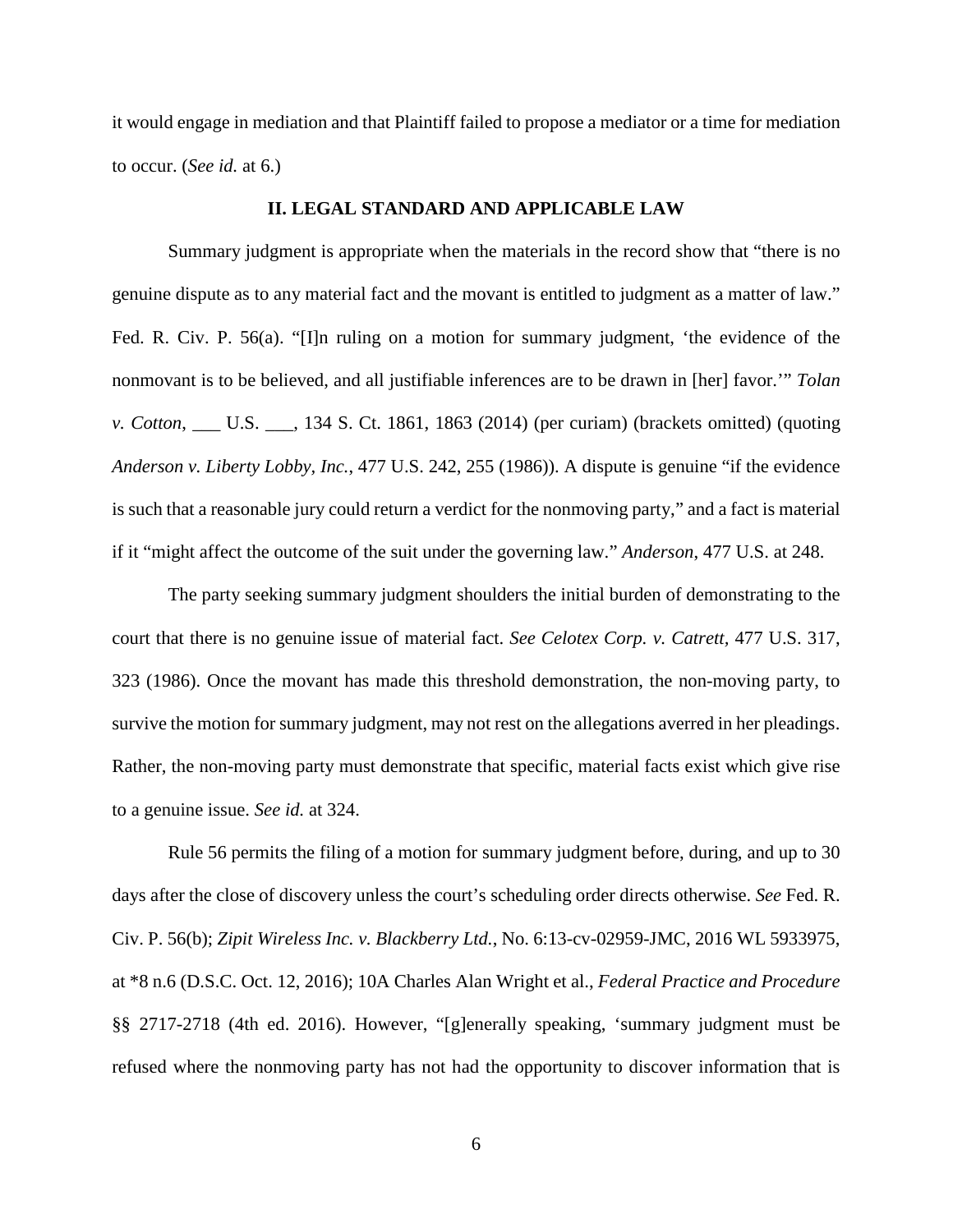it would engage in mediation and that Plaintiff failed to propose a mediator or a time for mediation to occur. (*See id.* at 6.)

## II. LEGAL STANDARD AND APPLICABLE LAW

Summary judgment is appropriate when the materials in the record show that "there is no genuine dispute as to any material fact and the movant is entitled to judgment as a matter of law." Fed. R. Civ. P. 56(a). "[I]n ruling on a motion for summary judgment, 'the evidence of the nonmovant is to be believed, and all justifiable inferences are to be drawn in [her] favor.'" *Tolan v. Cotton*, ___ U.S. ___, 134 S. Ct. 1861, 1863 (2014) (per curiam) (brackets omitted) (quoting *Anderson v. Liberty Lobby, Inc.*, 477 U.S. 242, 255 (1986)). A dispute is genuine "if the evidence is such that a reasonable jury could return a verdict for the nonmoving party," and a fact is material if it "might affect the outcome of the suit under the governing law." *Anderson*, 477 U.S. at 248.

The party seeking summary judgment shoulders the initial burden of demonstrating to the court that there is no genuine issue of material fact. *See Celotex Corp. v. Catrett*, 477 U.S. 317, 323 (1986). Once the movant has made this threshold demonstration, the non-moving party, to survive the motion for summary judgment, may not rest on the allegations averred in her pleadings. Rather, the non-moving party must demonstrate that specific, material facts exist which give rise to a genuine issue. *See id.* at 324.

Rule 56 permits the filing of a motion for summary judgment before, during, and up to 30 days after the close of discovery unless the court's scheduling order directs otherwise. *See* Fed. R. Civ. P. 56(b); *Zipit Wireless Inc. v. Blackberry Ltd.*, No. 6:13-cv-02959-JMC, 2016 WL 5933975, at *8 n.6 (D.S.C. Oct. 12, 2016); 10A Charles Alan Wright et al., *Federal Practice and Procedure* §§ 2717-2718 (4th ed. 2016). However, "[g]enerally speaking, 'summary judgment must be refused where the nonmoving party has not had the opportunity to discover information that is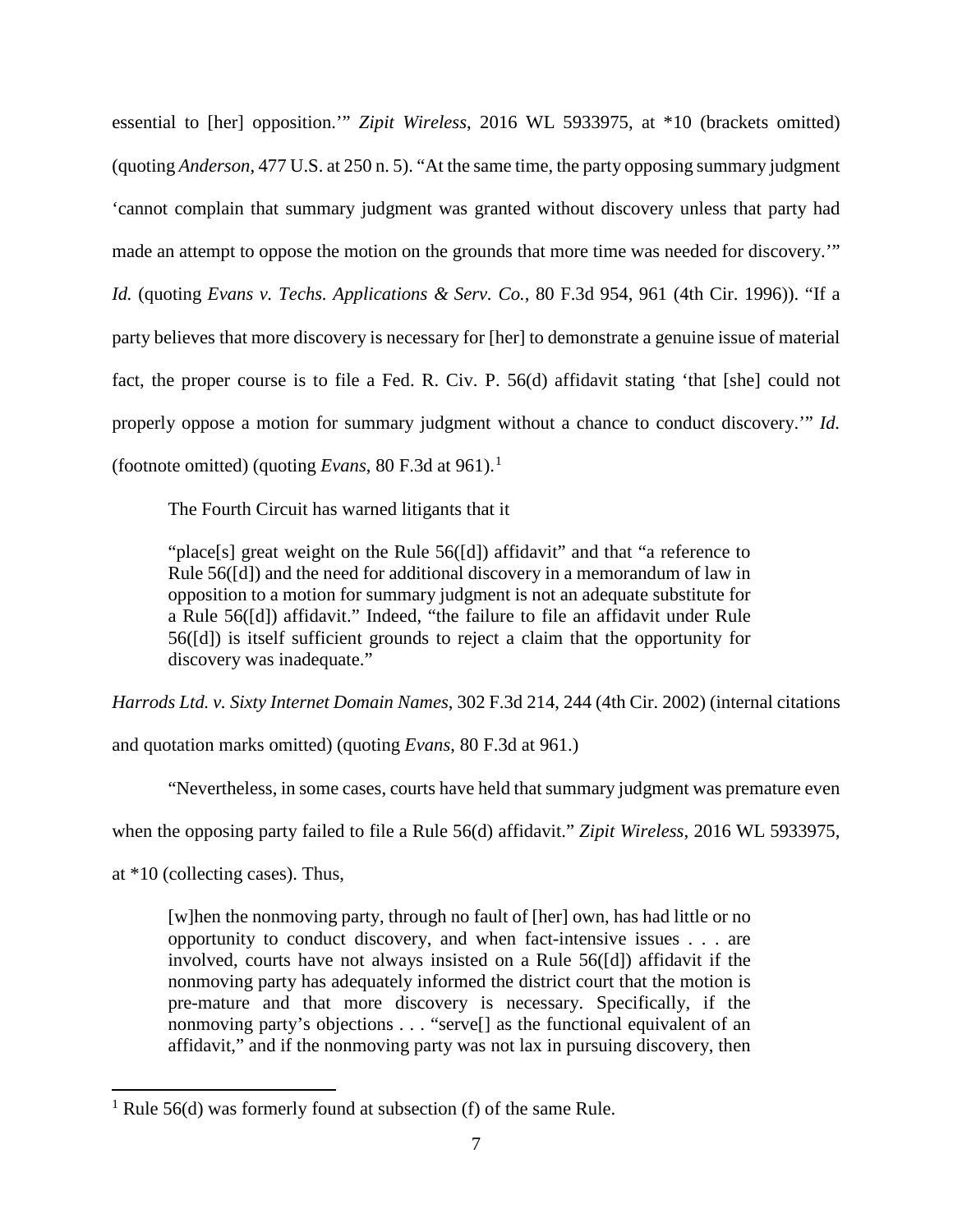essential to [her] opposition.'" *Zipit Wireless*, 2016 WL 5933975, at *10 (brackets omitted) (quoting *Anderson*, 477 U.S. at 250 n. 5). "At the same time, the party opposing summary judgment 'cannot complain that summary judgment was granted without discovery unless that party had made an attempt to oppose the motion on the grounds that more time was needed for discovery.'" *Id.* (quoting *Evans v. Techs. Applications & Serv. Co.*, 80 F.3d 954, 961 (4th Cir. 1996)). "If a party believes that more discovery is necessary for [her] to demonstrate a genuine issue of material fact, the proper course is to file a Fed. R. Civ. P. 56(d) affidavit stating 'that [she] could not properly oppose a motion for summary judgment without a chance to conduct discovery.'" *Id.* (footnote omitted) (quoting *Evans*, 80 F.3d at 961).[1]

The Fourth Circuit has warned litigants that it

> "place[s] great weight on the Rule 56([d]) affidavit" and that "a reference to Rule 56([d]) and the need for additional discovery in a memorandum of law in opposition to a motion for summary judgment is not an adequate substitute for a Rule 56([d]) affidavit." Indeed, "the failure to file an affidavit under Rule 56([d]) is itself sufficient grounds to reject a claim that the opportunity for discovery was inadequate."

*Harrods Ltd. v. Sixty Internet Domain Names*, 302 F.3d 214, 244 (4th Cir. 2002) (internal citations and quotation marks omitted) (quoting *Evans*, 80 F.3d at 961.)

"Nevertheless, in some cases, courts have held that summary judgment was premature even when the opposing party failed to file a Rule 56(d) affidavit." *Zipit Wireless*, 2016 WL 5933975, at *10 (collecting cases). Thus,

> [w]hen the nonmoving party, through no fault of [her] own, has had little or no opportunity to conduct discovery, and when fact-intensive issues . . . are involved, courts have not always insisted on a Rule 56([d]) affidavit if the nonmoving party has adequately informed the district court that the motion is pre-mature and that more discovery is necessary. Specifically, if the nonmoving party's objections . . . "serve[] as the functional equivalent of an affidavit," and if the nonmoving party was not lax in pursuing discovery, then

[1] Rule 56(d) was formerly found at subsection (f) of the same Rule.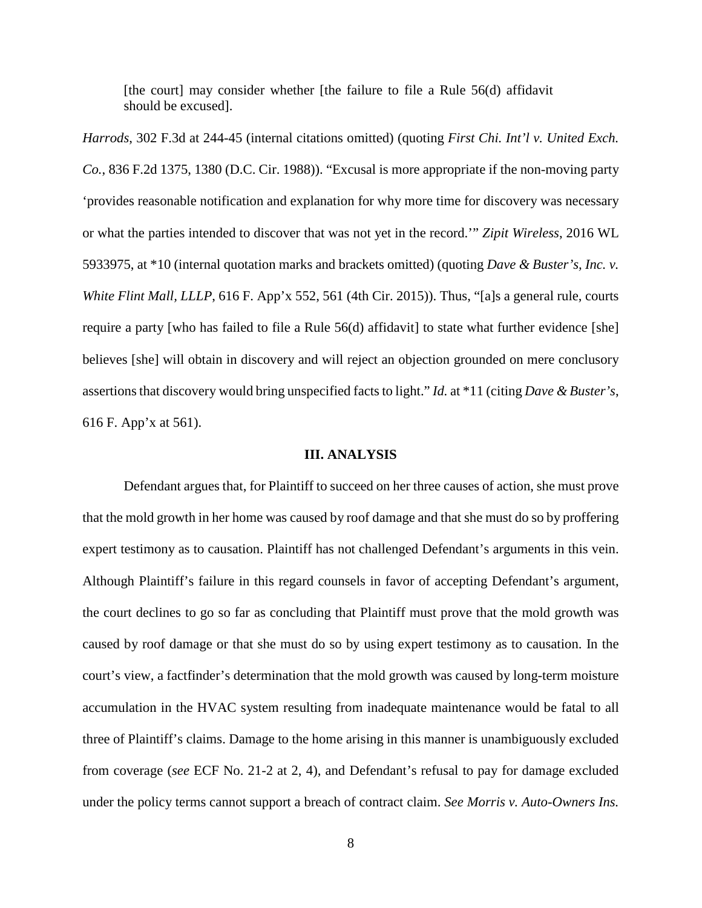[the court] may consider whether [the failure to file a Rule 56(d) affidavit should be excused].

*Harrods*, 302 F.3d at 244-45 (internal citations omitted) (quoting *First Chi. Int'l v. United Exch. Co.*, 836 F.2d 1375, 1380 (D.C. Cir. 1988)). "Excusal is more appropriate if the non-moving party 'provides reasonable notification and explanation for why more time for discovery was necessary or what the parties intended to discover that was not yet in the record.'" *Zipit Wireless*, 2016 WL 5933975, at *10 (internal quotation marks and brackets omitted) (quoting *Dave & Buster's, Inc. v. White Flint Mall, LLLP*, 616 F. App'x 552, 561 (4th Cir. 2015)). Thus, "[a]s a general rule, courts require a party [who has failed to file a Rule 56(d) affidavit] to state what further evidence [she] believes [she] will obtain in discovery and will reject an objection grounded on mere conclusory assertions that discovery would bring unspecified facts to light." *Id.* at *11 (citing *Dave & Buster's*, 616 F. App'x at 561).

## III. ANALYSIS

Defendant argues that, for Plaintiff to succeed on her three causes of action, she must prove that the mold growth in her home was caused by roof damage and that she must do so by proffering expert testimony as to causation. Plaintiff has not challenged Defendant's arguments in this vein. Although Plaintiff's failure in this regard counsels in favor of accepting Defendant's argument, the court declines to go so far as concluding that Plaintiff must prove that the mold growth was caused by roof damage or that she must do so by using expert testimony as to causation. In the court's view, a factfinder's determination that the mold growth was caused by long-term moisture accumulation in the HVAC system resulting from inadequate maintenance would be fatal to all three of Plaintiff's claims. Damage to the home arising in this manner is unambiguously excluded from coverage (*see* ECF No. 21-2 at 2, 4), and Defendant's refusal to pay for damage excluded under the policy terms cannot support a breach of contract claim. *See Morris v. Auto-Owners Ins.*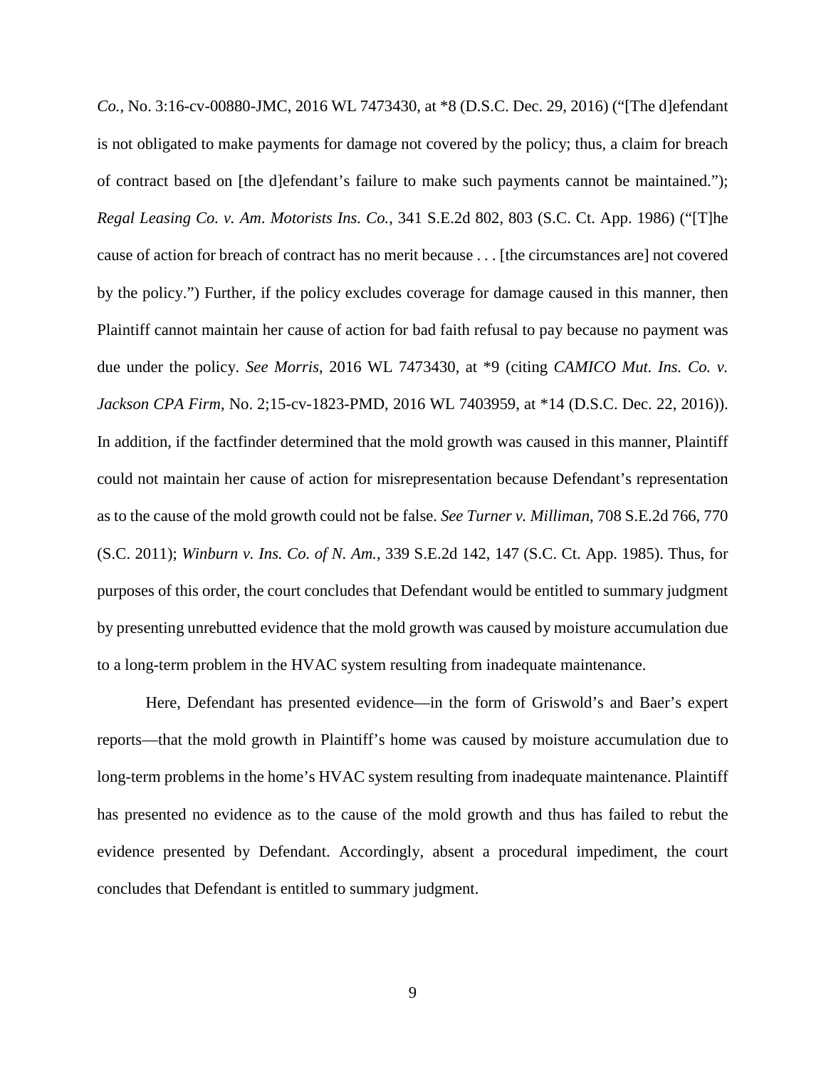*Co.*, No. 3:16-cv-00880-JMC, 2016 WL 7473430, at *8 (D.S.C. Dec. 29, 2016) ("[The d]efendant is not obligated to make payments for damage not covered by the policy; thus, a claim for breach of contract based on [the d]efendant's failure to make such payments cannot be maintained."); *Regal Leasing Co. v. Am. Motorists Ins. Co.*, 341 S.E.2d 802, 803 (S.C. Ct. App. 1986) ("[T]he cause of action for breach of contract has no merit because . . . [the circumstances are] not covered by the policy.") Further, if the policy excludes coverage for damage caused in this manner, then Plaintiff cannot maintain her cause of action for bad faith refusal to pay because no payment was due under the policy. *See Morris*, 2016 WL 7473430, at *9 (citing *CAMICO Mut. Ins. Co. v. Jackson CPA Firm*, No. 2;15-cv-1823-PMD, 2016 WL 7403959, at *14 (D.S.C. Dec. 22, 2016)). In addition, if the factfinder determined that the mold growth was caused in this manner, Plaintiff could not maintain her cause of action for misrepresentation because Defendant's representation as to the cause of the mold growth could not be false. *See Turner v. Milliman*, 708 S.E.2d 766, 770 (S.C. 2011); *Winburn v. Ins. Co. of N. Am.*, 339 S.E.2d 142, 147 (S.C. Ct. App. 1985). Thus, for purposes of this order, the court concludes that Defendant would be entitled to summary judgment by presenting unrebutted evidence that the mold growth was caused by moisture accumulation due to a long-term problem in the HVAC system resulting from inadequate maintenance.

Here, Defendant has presented evidence—in the form of Griswold's and Baer's expert reports—that the mold growth in Plaintiff's home was caused by moisture accumulation due to long-term problems in the home's HVAC system resulting from inadequate maintenance. Plaintiff has presented no evidence as to the cause of the mold growth and thus has failed to rebut the evidence presented by Defendant. Accordingly, absent a procedural impediment, the court concludes that Defendant is entitled to summary judgment.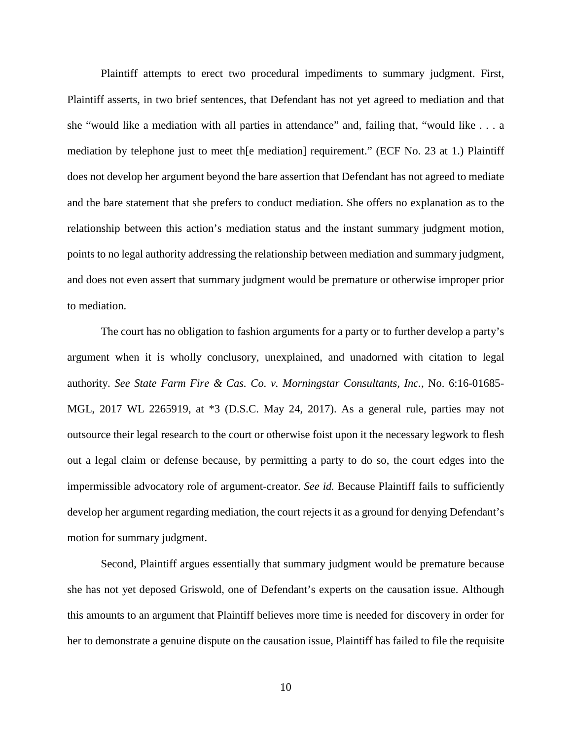Plaintiff attempts to erect two procedural impediments to summary judgment. First, Plaintiff asserts, in two brief sentences, that Defendant has not yet agreed to mediation and that she "would like a mediation with all parties in attendance" and, failing that, "would like . . . a mediation by telephone just to meet th[e mediation] requirement." (ECF No. 23 at 1.) Plaintiff does not develop her argument beyond the bare assertion that Defendant has not agreed to mediate and the bare statement that she prefers to conduct mediation. She offers no explanation as to the relationship between this action's mediation status and the instant summary judgment motion, points to no legal authority addressing the relationship between mediation and summary judgment, and does not even assert that summary judgment would be premature or otherwise improper prior to mediation.

The court has no obligation to fashion arguments for a party or to further develop a party's argument when it is wholly conclusory, unexplained, and unadorned with citation to legal authority. *See State Farm Fire & Cas. Co. v. Morningstar Consultants, Inc.*, No. 6:16-01685-MGL, 2017 WL 2265919, at *3 (D.S.C. May 24, 2017). As a general rule, parties may not outsource their legal research to the court or otherwise foist upon it the necessary legwork to flesh out a legal claim or defense because, by permitting a party to do so, the court edges into the impermissible advocatory role of argument-creator. *See id.* Because Plaintiff fails to sufficiently develop her argument regarding mediation, the court rejects it as a ground for denying Defendant's motion for summary judgment.

Second, Plaintiff argues essentially that summary judgment would be premature because she has not yet deposed Griswold, one of Defendant's experts on the causation issue. Although this amounts to an argument that Plaintiff believes more time is needed for discovery in order for her to demonstrate a genuine dispute on the causation issue, Plaintiff has failed to file the requisite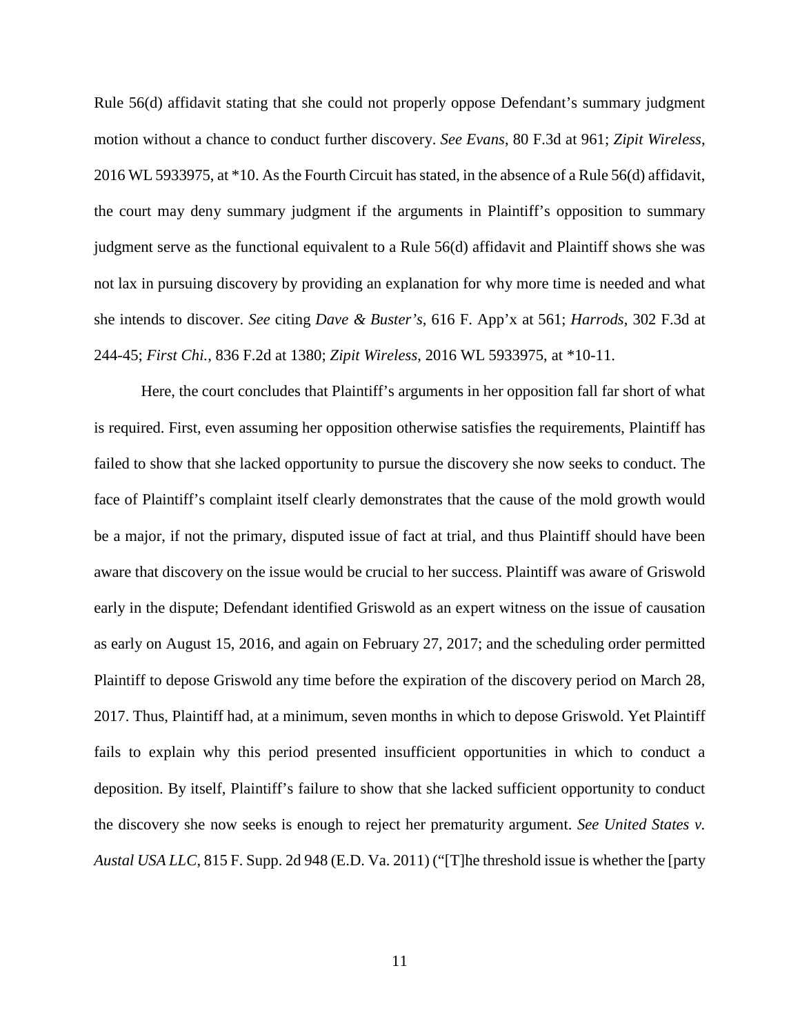Rule 56(d) affidavit stating that she could not properly oppose Defendant's summary judgment motion without a chance to conduct further discovery. *See Evans*, 80 F.3d at 961; *Zipit Wireless*, 2016 WL 5933975, at *10. As the Fourth Circuit has stated, in the absence of a Rule 56(d) affidavit, the court may deny summary judgment if the arguments in Plaintiff's opposition to summary judgment serve as the functional equivalent to a Rule 56(d) affidavit and Plaintiff shows she was not lax in pursuing discovery by providing an explanation for why more time is needed and what she intends to discover. *See* citing *Dave & Buster's*, 616 F. App'x at 561; *Harrods*, 302 F.3d at 244-45; *First Chi.*, 836 F.2d at 1380; *Zipit Wireless*, 2016 WL 5933975, at *10-11.

Here, the court concludes that Plaintiff's arguments in her opposition fall far short of what is required. First, even assuming her opposition otherwise satisfies the requirements, Plaintiff has failed to show that she lacked opportunity to pursue the discovery she now seeks to conduct. The face of Plaintiff's complaint itself clearly demonstrates that the cause of the mold growth would be a major, if not the primary, disputed issue of fact at trial, and thus Plaintiff should have been aware that discovery on the issue would be crucial to her success. Plaintiff was aware of Griswold early in the dispute; Defendant identified Griswold as an expert witness on the issue of causation as early on August 15, 2016, and again on February 27, 2017; and the scheduling order permitted Plaintiff to depose Griswold any time before the expiration of the discovery period on March 28, 2017. Thus, Plaintiff had, at a minimum, seven months in which to depose Griswold. Yet Plaintiff fails to explain why this period presented insufficient opportunities in which to conduct a deposition. By itself, Plaintiff's failure to show that she lacked sufficient opportunity to conduct the discovery she now seeks is enough to reject her prematurity argument. *See United States v. Austal USA LLC*, 815 F. Supp. 2d 948 (E.D. Va. 2011) ("[T]he threshold issue is whether the [party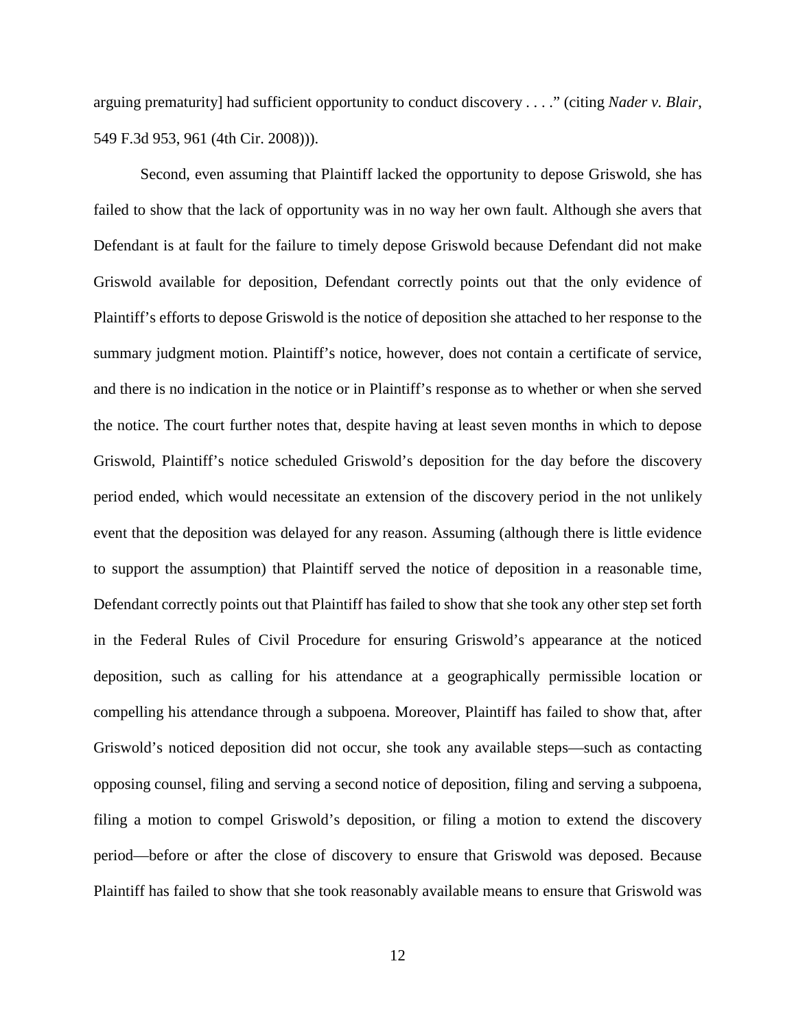arguing prematurity] had sufficient opportunity to conduct discovery . . . ." (citing *Nader v. Blair*, 549 F.3d 953, 961 (4th Cir. 2008))).

Second, even assuming that Plaintiff lacked the opportunity to depose Griswold, she has failed to show that the lack of opportunity was in no way her own fault. Although she avers that Defendant is at fault for the failure to timely depose Griswold because Defendant did not make Griswold available for deposition, Defendant correctly points out that the only evidence of Plaintiff's efforts to depose Griswold is the notice of deposition she attached to her response to the summary judgment motion. Plaintiff's notice, however, does not contain a certificate of service, and there is no indication in the notice or in Plaintiff's response as to whether or when she served the notice. The court further notes that, despite having at least seven months in which to depose Griswold, Plaintiff's notice scheduled Griswold's deposition for the day before the discovery period ended, which would necessitate an extension of the discovery period in the not unlikely event that the deposition was delayed for any reason. Assuming (although there is little evidence to support the assumption) that Plaintiff served the notice of deposition in a reasonable time, Defendant correctly points out that Plaintiff has failed to show that she took any other step set forth in the Federal Rules of Civil Procedure for ensuring Griswold's appearance at the noticed deposition, such as calling for his attendance at a geographically permissible location or compelling his attendance through a subpoena. Moreover, Plaintiff has failed to show that, after Griswold's noticed deposition did not occur, she took any available steps—such as contacting opposing counsel, filing and serving a second notice of deposition, filing and serving a subpoena, filing a motion to compel Griswold's deposition, or filing a motion to extend the discovery period—before or after the close of discovery to ensure that Griswold was deposed. Because Plaintiff has failed to show that she took reasonably available means to ensure that Griswold was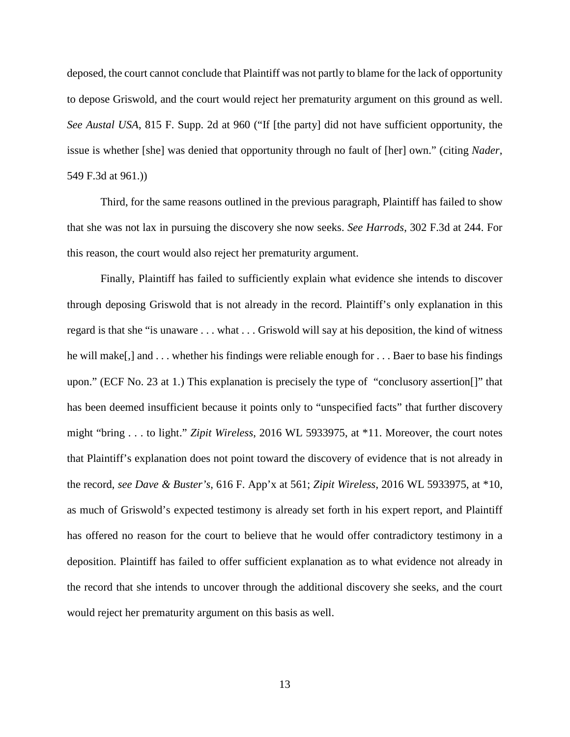deposed, the court cannot conclude that Plaintiff was not partly to blame for the lack of opportunity to depose Griswold, and the court would reject her prematurity argument on this ground as well. *See Austal USA*, 815 F. Supp. 2d at 960 ("If [the party] did not have sufficient opportunity, the issue is whether [she] was denied that opportunity through no fault of [her] own." (citing *Nader*, 549 F.3d at 961.))

Third, for the same reasons outlined in the previous paragraph, Plaintiff has failed to show that she was not lax in pursuing the discovery she now seeks. *See Harrods*, 302 F.3d at 244. For this reason, the court would also reject her prematurity argument.

Finally, Plaintiff has failed to sufficiently explain what evidence she intends to discover through deposing Griswold that is not already in the record. Plaintiff's only explanation in this regard is that she "is unaware . . . what . . . Griswold will say at his deposition, the kind of witness he will make[,] and . . . whether his findings were reliable enough for . . . Baer to base his findings upon." (ECF No. 23 at 1.) This explanation is precisely the type of "conclusory assertion[]" that has been deemed insufficient because it points only to "unspecified facts" that further discovery might "bring . . . to light." *Zipit Wireless*, 2016 WL 5933975, at *11. Moreover, the court notes that Plaintiff's explanation does not point toward the discovery of evidence that is not already in the record, *see Dave & Buster's*, 616 F. App'x at 561; *Zipit Wireless*, 2016 WL 5933975, at *10, as much of Griswold's expected testimony is already set forth in his expert report, and Plaintiff has offered no reason for the court to believe that he would offer contradictory testimony in a deposition. Plaintiff has failed to offer sufficient explanation as to what evidence not already in the record that she intends to uncover through the additional discovery she seeks, and the court would reject her prematurity argument on this basis as well.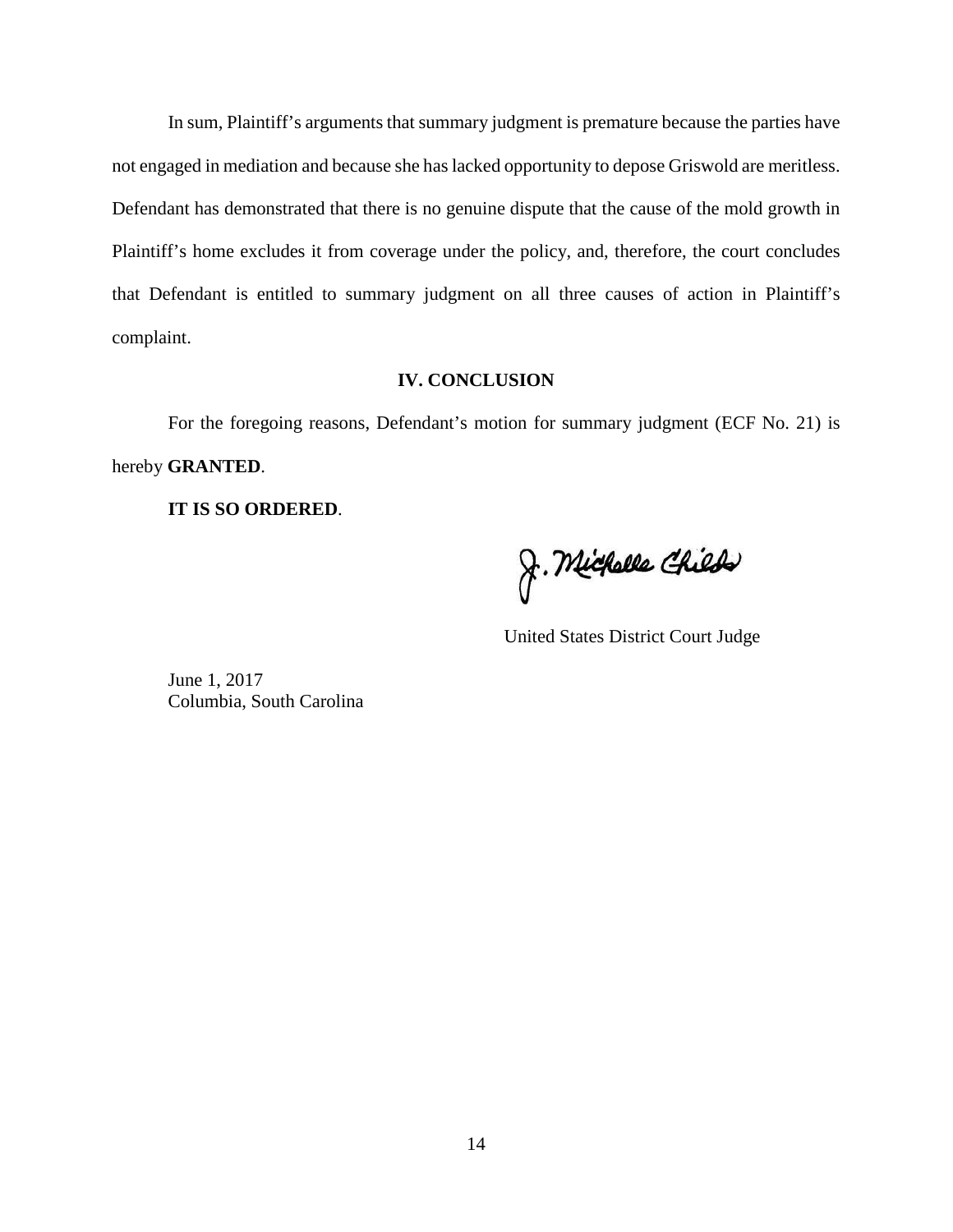In sum, Plaintiff's arguments that summary judgment is premature because the parties have not engaged in mediation and because she has lacked opportunity to depose Griswold are meritless. Defendant has demonstrated that there is no genuine dispute that the cause of the mold growth in Plaintiff's home excludes it from coverage under the policy, and, therefore, the court concludes that Defendant is entitled to summary judgment on all three causes of action in Plaintiff's complaint.

## IV. CONCLUSION

For the foregoing reasons, Defendant's motion for summary judgment (ECF No. 21) is hereby **GRANTED**.

**IT IS SO ORDERED**.

J. Michelle Childs

United States District Court Judge

June 1, 2017
Columbia, South Carolina